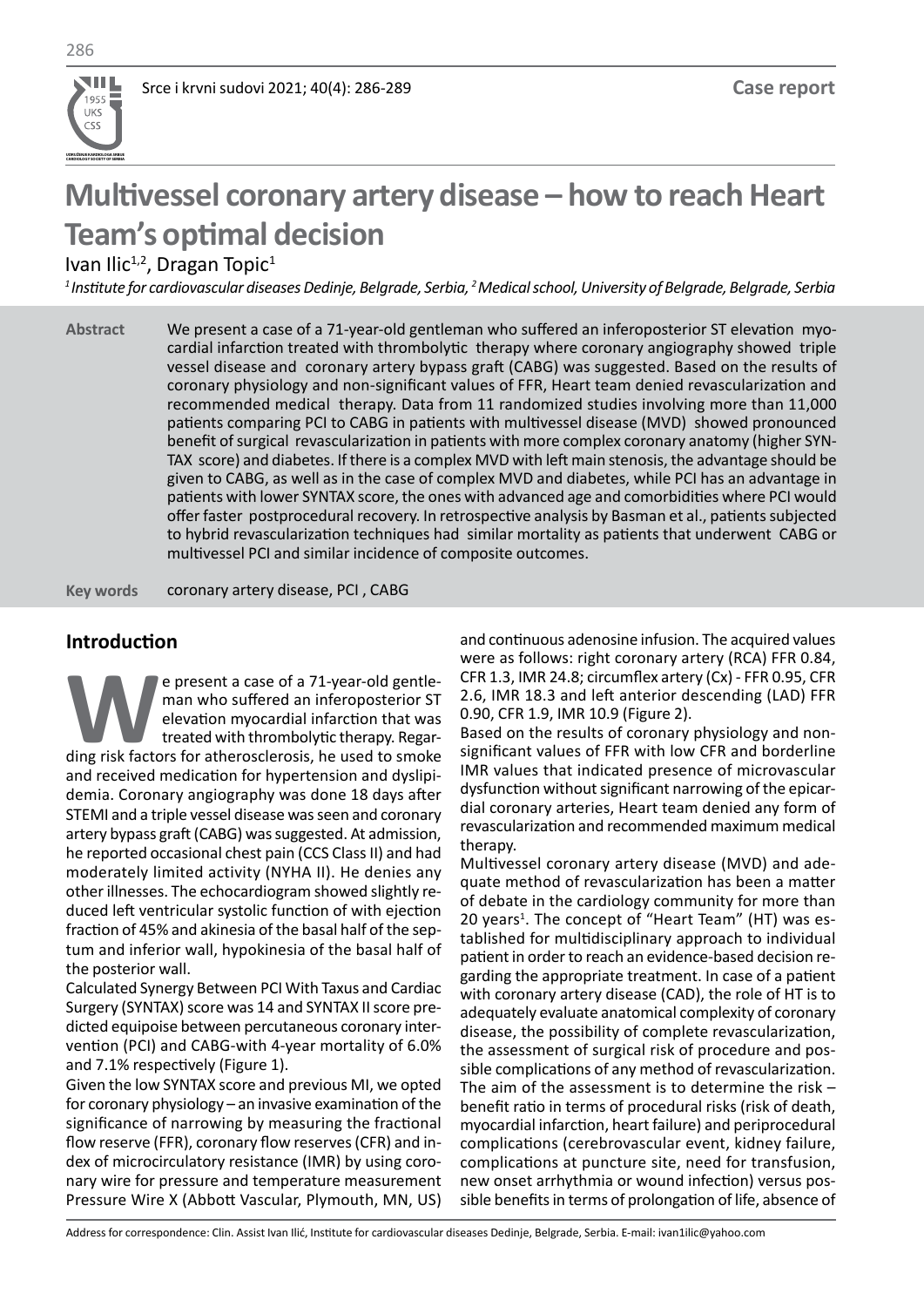# Multivessel coronary artery disease – how to reach Heart Team's optimal decision

Ivan Ilic[1,2], Dragan Topic[1]

*[1] Institute for cardiovascular diseases Dedinje, Belgrade, Serbia, [2] Medical school, University of Belgrade, Belgrade, Serbia*

**Abstract** We present a case of a 71-year-old gentleman who suffered an inferoposterior ST elevation myocardial infarction treated with thrombolytic therapy where coronary angiography showed triple vessel disease and coronary artery bypass graft (CABG) was suggested. Based on the results of coronary physiology and non-significant values of FFR, Heart team denied revascularization and recommended medical therapy. Data from 11 randomized studies involving more than 11,000 patients comparing PCI to CABG in patients with multivessel disease (MVD) showed pronounced benefit of surgical revascularization in patients with more complex coronary anatomy (higher SYNTAX score) and diabetes. If there is a complex MVD with left main stenosis, the advantage should be given to CABG, as well as in the case of complex MVD and diabetes, while PCI has an advantage in patients with lower SYNTAX score, the ones with advanced age and comorbidities where PCI would offer faster postprocedural recovery. In retrospective analysis by Basman et al., patients subjected to hybrid revascularization techniques had similar mortality as patients that underwent CABG or multivessel PCI and similar incidence of composite outcomes.

**Key words** coronary artery disease, PCI , CABG

## Introduction

We present a case of a 71-year-old gentleman who suffered an inferoposterior ST elevation myocardial infarction that was treated with thrombolytic therapy. Regarding risk factors for atherosclerosis, he used to smoke and received medication for hypertension and dyslipidemia. Coronary angiography was done 18 days after STEMI and a triple vessel disease was seen and coronary artery bypass graft (CABG) was suggested. At admission, he reported occasional chest pain (CCS Class II) and had moderately limited activity (NYHA II). He denies any other illnesses. The echocardiogram showed slightly reduced left ventricular systolic function of with ejection fraction of 45% and akinesia of the basal half of the septum and inferior wall, hypokinesia of the basal half of the posterior wall.

Calculated Synergy Between PCI With Taxus and Cardiac Surgery (SYNTAX) score was 14 and SYNTAX II score predicted equipoise between percutaneous coronary intervention (PCI) and CABG-with 4-year mortality of 6.0% and 7.1% respectively (Figure 1).

Given the low SYNTAX score and previous MI, we opted for coronary physiology – an invasive examination of the significance of narrowing by measuring the fractional flow reserve (FFR), coronary flow reserves (CFR) and index of microcirculatory resistance (IMR) by using coronary wire for pressure and temperature measurement Pressure Wire X (Abbott Vascular, Plymouth, MN, US) and continuous adenosine infusion. The acquired values were as follows: right coronary artery (RCA) FFR 0.84, CFR 1.3, IMR 24.8; circumflex artery (Cx) - FFR 0.95, CFR 2.6, IMR 18.3 and left anterior descending (LAD) FFR 0.90, CFR 1.9, IMR 10.9 (Figure 2).

Based on the results of coronary physiology and non-significant values of FFR with low CFR and borderline IMR values that indicated presence of microvascular dysfunction without significant narrowing of the epicardial coronary arteries, Heart team denied any form of revascularization and recommended maximum medical therapy.

Multivessel coronary artery disease (MVD) and adequate method of revascularization has been a matter of debate in the cardiology community for more than 20 years[1]. The concept of "Heart Team" (HT) was established for multidisciplinary approach to individual patient in order to reach an evidence-based decision regarding the appropriate treatment. In case of a patient with coronary artery disease (CAD), the role of HT is to adequately evaluate anatomical complexity of coronary disease, the possibility of complete revascularization, the assessment of surgical risk of procedure and possible complications of any method of revascularization. The aim of the assessment is to determine the risk – benefit ratio in terms of procedural risks (risk of death, myocardial infarction, heart failure) and periprocedural complications (cerebrovascular event, kidney failure, complications at puncture site, need for transfusion, new onset arrhythmia or wound infection) versus possible benefits in terms of prolongation of life, absence of

Address for correspondence: Clin. Assist Ivan Ilić, Institute for cardiovascular diseases Dedinje, Belgrade, Serbia. E-mail: ivan1ilic@yahoo.com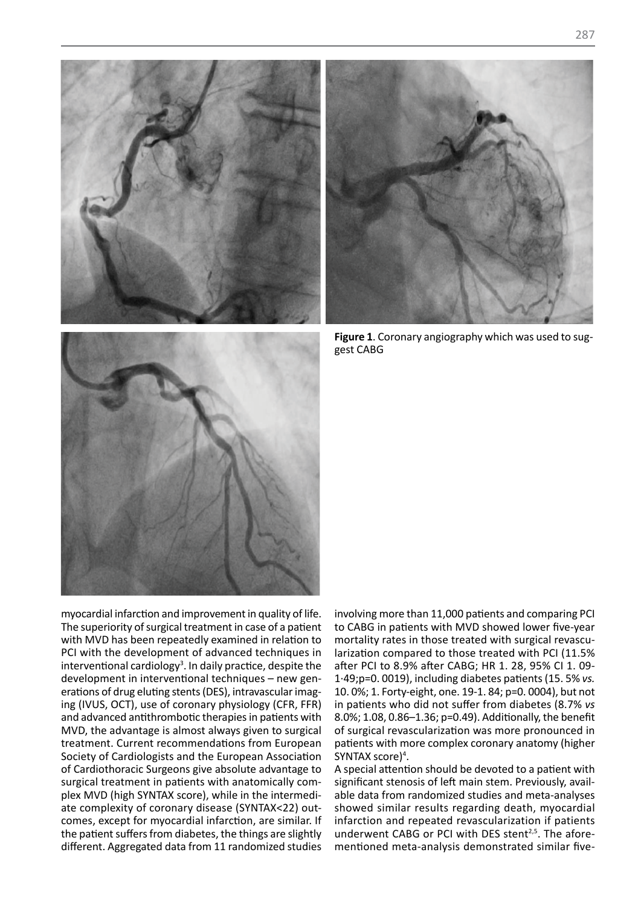**Figure 1**. Coronary angiography which was used to suggest CABG

myocardial infarction and improvement in quality of life. The superiority of surgical treatment in case of a patient with MVD has been repeatedly examined in relation to PCI with the development of advanced techniques in interventional cardiology[3]. In daily practice, despite the development in interventional techniques – new generations of drug eluting stents (DES), intravascular imaging (IVUS, OCT), use of coronary physiology (CFR, FFR) and advanced antithrombotic therapies in patients with MVD, the advantage is almost always given to surgical treatment. Current recommendations from European Society of Cardiologists and the European Association of Cardiothoracic Surgeons give absolute advantage to surgical treatment in patients with anatomically complex MVD (high SYNTAX score), while in the intermediate complexity of coronary disease (SYNTAX<22) outcomes, except for myocardial infarction, are similar. If the patient suffers from diabetes, the things are slightly different. Aggregated data from 11 randomized studies involving more than 11,000 patients and comparing PCI to CABG in patients with MVD showed lower five-year mortality rates in those treated with surgical revascularization compared to those treated with PCI (11.5% after PCI to 8.9% after CABG; HR 1. 28, 95% CI 1. 09-1·49;p=0. 0019), including diabetes patients (15. 5% *vs.* 10. 0%; 1. Forty-eight, one. 19-1. 84; p=0. 0004), but not in patients who did not suffer from diabetes (8.7% *vs* 8.0%; 1.08, 0.86–1.36; p=0.49). Additionally, the benefit of surgical revascularization was more pronounced in patients with more complex coronary anatomy (higher SYNTAX score)[4].

A special attention should be devoted to a patient with significant stenosis of left main stem. Previously, available data from randomized studies and meta-analyses showed similar results regarding death, myocardial infarction and repeated revascularization if patients underwent CABG or PCI with DES stent[2,5]. The aforementioned meta-analysis demonstrated similar five-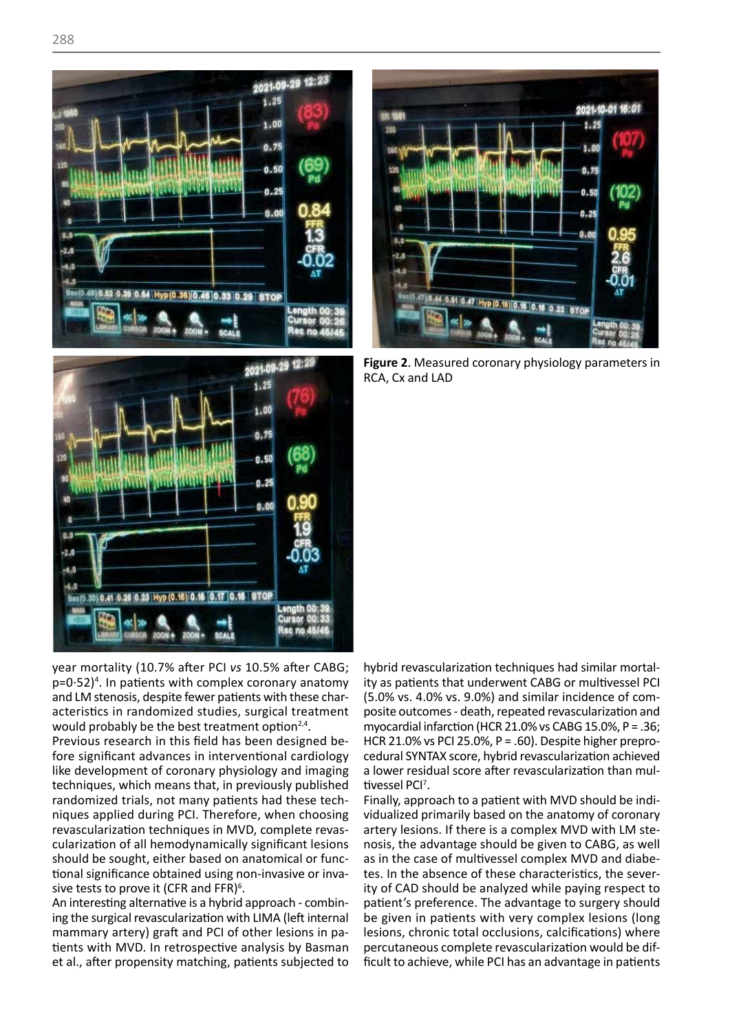**Figure 2**. Measured coronary physiology parameters in RCA, Cx and LAD

year mortality (10.7% after PCI *vs* 10.5% after CABG; p=0·52)[4]. In patients with complex coronary anatomy and LM stenosis, despite fewer patients with these characteristics in randomized studies, surgical treatment would probably be the best treatment option[2,4].

Previous research in this field has been designed before significant advances in interventional cardiology like development of coronary physiology and imaging techniques, which means that, in previously published randomized trials, not many patients had these techniques applied during PCI. Therefore, when choosing revascularization techniques in MVD, complete revascularization of all hemodynamically significant lesions should be sought, either based on anatomical or functional significance obtained using non-invasive or invasive tests to prove it (CFR and FFR)[6].

An interesting alternative is a hybrid approach - combining the surgical revascularization with LIMA (left internal mammary artery) graft and PCI of other lesions in patients with MVD. In retrospective analysis by Basman et al., after propensity matching, patients subjected to hybrid revascularization techniques had similar mortality as patients that underwent CABG or multivessel PCI (5.0% vs. 4.0% vs. 9.0%) and similar incidence of composite outcomes - death, repeated revascularization and myocardial infarction (HCR 21.0% vs CABG 15.0%, P = .36; HCR 21.0% vs PCI 25.0%, P = .60). Despite higher preprocedural SYNTAX score, hybrid revascularization achieved a lower residual score after revascularization than multivessel PCI[7].

Finally, approach to a patient with MVD should be individualized primarily based on the anatomy of coronary artery lesions. If there is a complex MVD with LM stenosis, the advantage should be given to CABG, as well as in the case of multivessel complex MVD and diabetes. In the absence of these characteristics, the severity of CAD should be analyzed while paying respect to patient's preference. The advantage to surgery should be given in patients with very complex lesions (long lesions, chronic total occlusions, calcifications) where percutaneous complete revascularization would be difficult to achieve, while PCI has an advantage in patients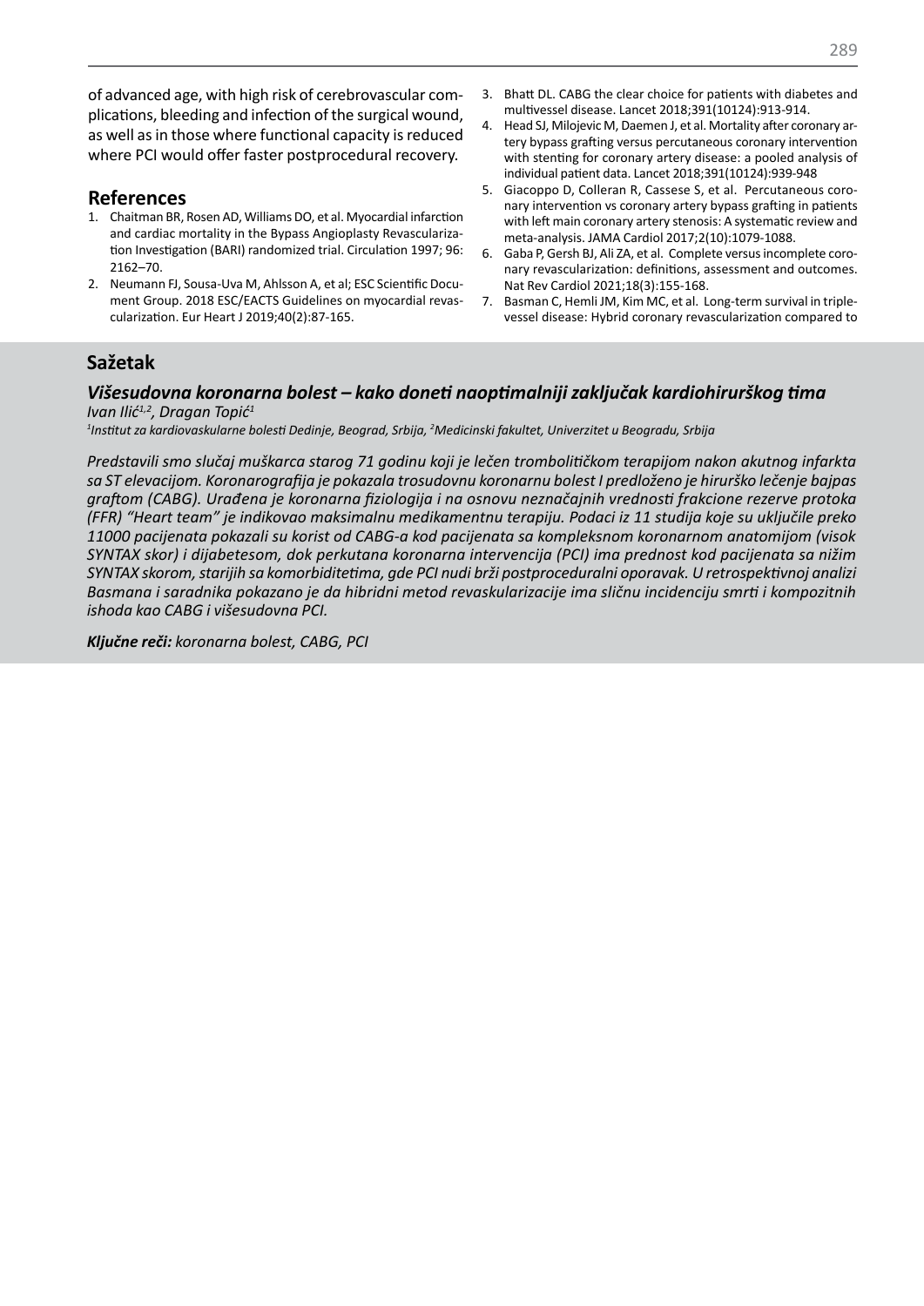of advanced age, with high risk of cerebrovascular complications, bleeding and infection of the surgical wound, as well as in those where functional capacity is reduced where PCI would offer faster postprocedural recovery.

## References

1. Chaitman BR, Rosen AD, Williams DO, et al. Myocardial infarction and cardiac mortality in the Bypass Angioplasty Revascularization Investigation (BARI) randomized trial. Circulation 1997; 96: 2162–70.
2. Neumann FJ, Sousa-Uva M, Ahlsson A, et al; ESC Scientific Document Group. 2018 ESC/EACTS Guidelines on myocardial revascularization. Eur Heart J 2019;40(2):87-165.
3. Bhatt DL. CABG the clear choice for patients with diabetes and multivessel disease. Lancet 2018;391(10124):913-914.
4. Head SJ, Milojevic M, Daemen J, et al. Mortality after coronary artery bypass grafting versus percutaneous coronary intervention with stenting for coronary artery disease: a pooled analysis of individual patient data. Lancet 2018;391(10124):939-948
5. Giacoppo D, Colleran R, Cassese S, et al. Percutaneous coronary intervention vs coronary artery bypass grafting in patients with left main coronary artery stenosis: A systematic review and meta-analysis. JAMA Cardiol 2017;2(10):1079-1088.
6. Gaba P, Gersh BJ, Ali ZA, et al. Complete versus incomplete coronary revascularization: definitions, assessment and outcomes. Nat Rev Cardiol 2021;18(3):155-168.
7. Basman C, Hemli JM, Kim MC, et al. Long-term survival in triple-vessel disease: Hybrid coronary revascularization compared to

## Sažetak

### *Višesudovna koronarna bolest – kako doneti naoptimalniji zaključak kardiohirurškog tima*

*Ivan Ilić[1,2], Dragan Topić[1]*

*[1]Institut za kardiovaskularne bolesti Dedinje, Beograd, Srbija, [2]Medicinski fakultet, Univerzitet u Beogradu, Srbija*

*Predstavili smo slučaj muškarca starog 71 godinu koji je lečen trombolitičkom terapijom nakon akutnog infarkta sa ST elevacijom. Koronarografija je pokazala trosudovnu koronarnu bolest I predloženo je hirurško lečenje bajpas graftom (CABG). Urađena je koronarna fiziologija i na osnovu neznačajnih vrednosti frakcione rezerve protoka (FFR) "Heart team" je indikovao maksimalnu medikamentnu terapiju. Podaci iz 11 studija koje su uključile preko 11000 pacijenata pokazali su korist od CABG-a kod pacijenata sa kompleksnom koronarnom anatomijom (visok SYNTAX skor) i dijabetesom, dok perkutana koronarna intervencija (PCI) ima prednost kod pacijenata sa nižim SYNTAX skorom, starijih sa komorbiditetima, gde PCI nudi brži postproceduralni oporavak. U retrospektivnoj analizi Basmana i saradnika pokazano je da hibridni metod revaskularizacije ima sličnu incidenciju smrti i kompozitnih ishoda kao CABG i višesudovna PCI.*

***Ključne reči:** koronarna bolest, CABG, PCI*